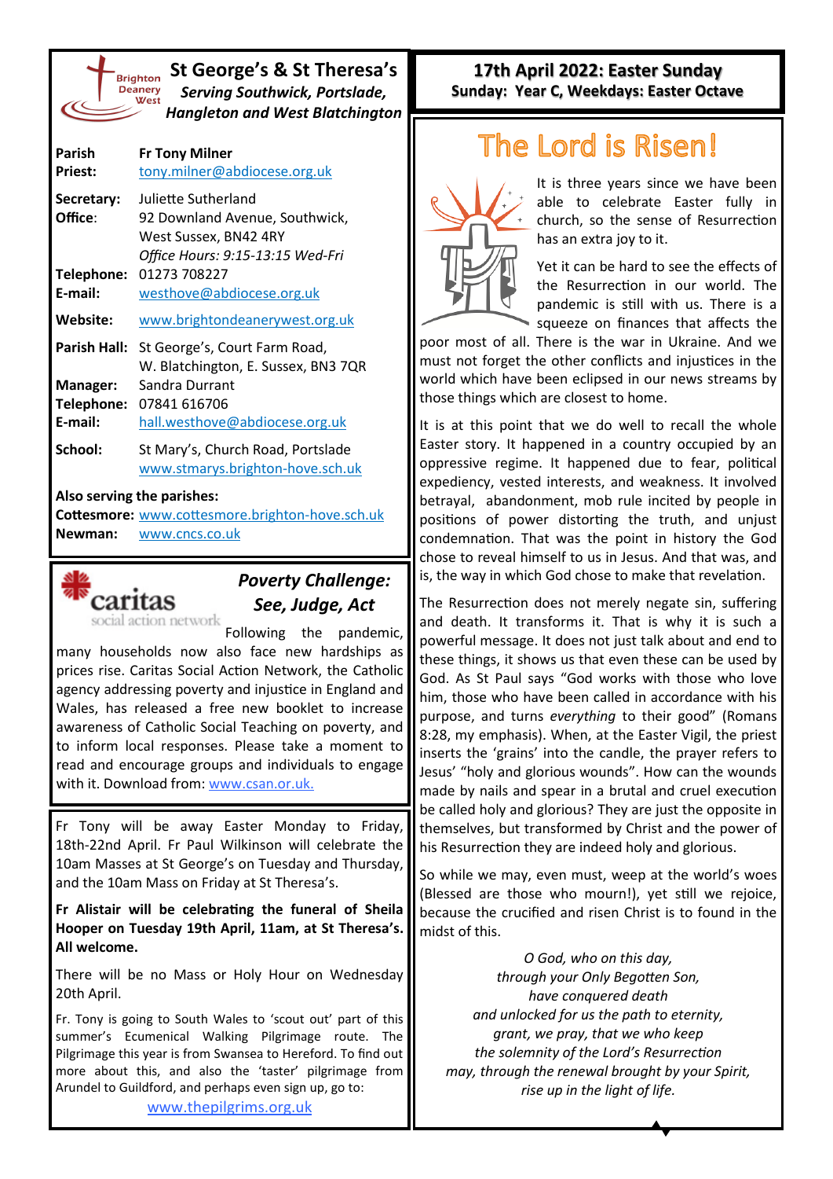# St George's & St Theresa's

***Serving Southwick, Portslade, Hangleton and West Blatchington***

| | |
|---|---|
| **Parish Priest:** | **Fr Tony Milner** tony.milner@abdiocese.org.uk |
| **Secretary:** | Juliette Sutherland |
| **Office:** | 92 Downland Avenue, Southwick, West Sussex, BN42 4RY *Office Hours: 9:15-13:15 Wed-Fri* |
| **Telephone:** | 01273 708227 |
| **E-mail:** | westhove@abdiocese.org.uk |
| **Website:** | www.brightondeanerywest.org.uk |
| **Parish Hall:** | St George's, Court Farm Road, W. Blatchington, E. Sussex, BN3 7QR |
| **Manager:** | Sandra Durrant |
| **Telephone:** | 07841 616706 |
| **E-mail:** | hall.westhove@abdiocese.org.uk |
| **School:** | St Mary's, Church Road, Portslade www.stmarys.brighton-hove.sch.uk |

**Also serving the parishes:**

**Cottesmore:** www.cottesmore.brighton-hove.sch.uk

**Newman:** www.cncs.co.uk

## *Poverty Challenge: See, Judge, Act*

Following the pandemic, many households now also face new hardships as prices rise. Caritas Social Action Network, the Catholic agency addressing poverty and injustice in England and Wales, has released a free new booklet to increase awareness of Catholic Social Teaching on poverty, and to inform local responses. Please take a moment to read and encourage groups and individuals to engage with it. Download from: www.csan.or.uk.

Fr Tony will be away Easter Monday to Friday, 18th-22nd April. Fr Paul Wilkinson will celebrate the 10am Masses at St George's on Tuesday and Thursday, and the 10am Mass on Friday at St Theresa's.

**Fr Alistair will be celebrating the funeral of Sheila Hooper on Tuesday 19th April, 11am, at St Theresa's. All welcome.**

There will be no Mass or Holy Hour on Wednesday 20th April.

Fr. Tony is going to South Wales to 'scout out' part of this summer's Ecumenical Walking Pilgrimage route. The Pilgrimage this year is from Swansea to Hereford. To find out more about this, and also the 'taster' pilgrimage from Arundel to Guildford, and perhaps even sign up, go to:

www.thepilgrims.org.uk

## 17th April 2022: Easter Sunday

**Sunday: Year C, Weekdays: Easter Octave**

# The Lord is Risen!

It is three years since we have been able to celebrate Easter fully in church, so the sense of Resurrection has an extra joy to it.

Yet it can be hard to see the effects of the Resurrection in our world. The pandemic is still with us. There is a squeeze on finances that affects the poor most of all. There is the war in Ukraine. And we must not forget the other conflicts and injustices in the world which have been eclipsed in our news streams by those things which are closest to home.

It is at this point that we do well to recall the whole Easter story. It happened in a country occupied by an oppressive regime. It happened due to fear, political expediency, vested interests, and weakness. It involved betrayal, abandonment, mob rule incited by people in positions of power distorting the truth, and unjust condemnation. That was the point in history the God chose to reveal himself to us in Jesus. And that was, and is, the way in which God chose to make that revelation.

The Resurrection does not merely negate sin, suffering and death. It transforms it. That is why it is such a powerful message. It does not just talk about and end to these things, it shows us that even these can be used by God. As St Paul says "God works with those who love him, those who have been called in accordance with his purpose, and turns *everything* to their good" (Romans 8:28, my emphasis). When, at the Easter Vigil, the priest inserts the 'grains' into the candle, the prayer refers to Jesus' "holy and glorious wounds". How can the wounds made by nails and spear in a brutal and cruel execution be called holy and glorious? They are just the opposite in themselves, but transformed by Christ and the power of his Resurrection they are indeed holy and glorious.

So while we may, even must, weep at the world's woes (Blessed are those who mourn!), yet still we rejoice, because the crucified and risen Christ is to found in the midst of this.

*O God, who on this day,*
*through your Only Begotten Son,*
*have conquered death*
*and unlocked for us the path to eternity,*
*grant, we pray, that we who keep*
*the solemnity of the Lord's Resurrection*
*may, through the renewal brought by your Spirit,*
*rise up in the light of life.*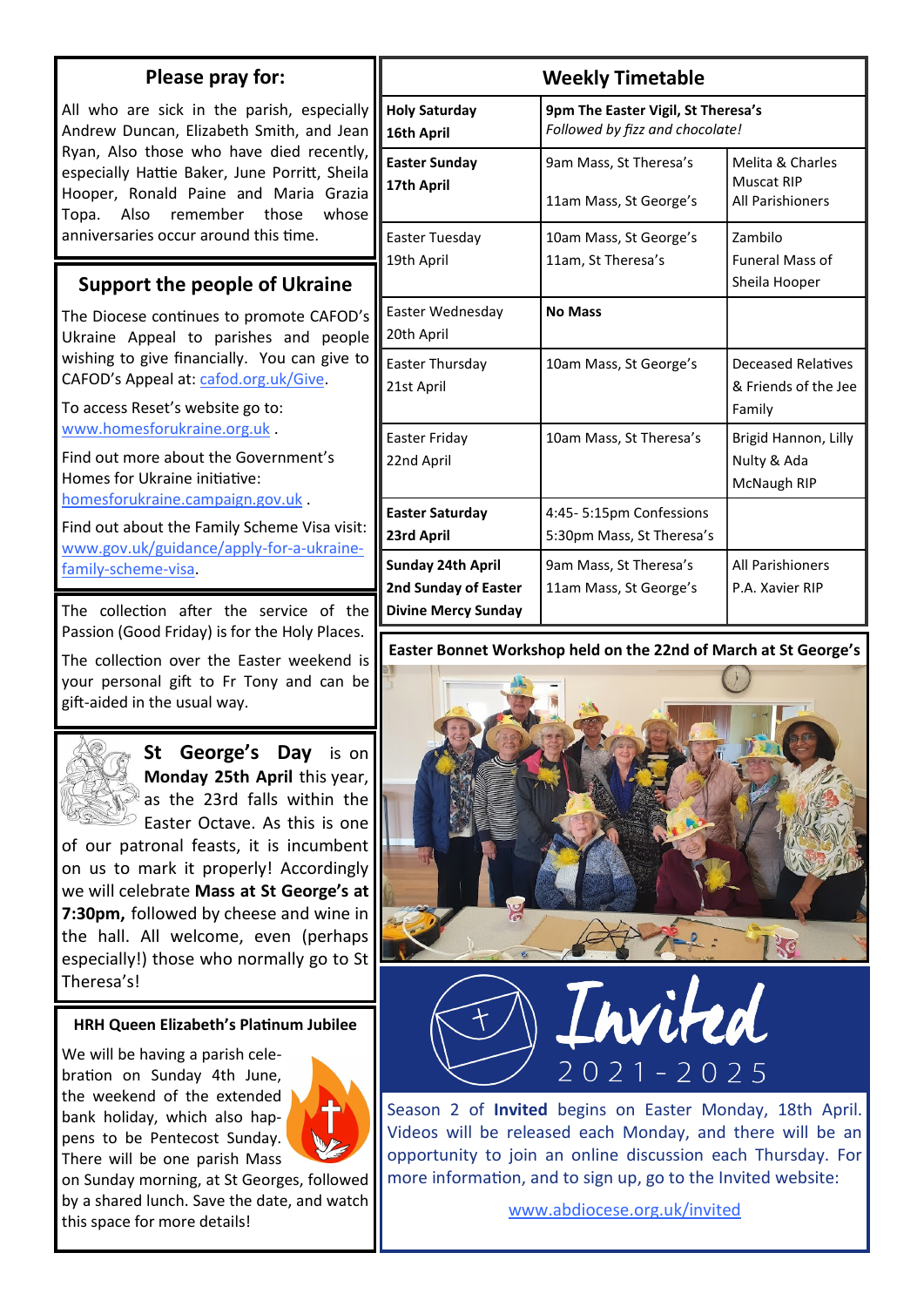## Please pray for:

All who are sick in the parish, especially Andrew Duncan, Elizabeth Smith, and Jean Ryan, Also those who have died recently, especially Hattie Baker, June Porritt, Sheila Hooper, Ronald Paine and Maria Grazia Topa. Also remember those whose anniversaries occur around this time.

## Support the people of Ukraine

The Diocese continues to promote CAFOD's Ukraine Appeal to parishes and people wishing to give financially. You can give to CAFOD's Appeal at: cafod.org.uk/Give.

To access Reset's website go to: www.homesforukraine.org.uk .

Find out more about the Government's Homes for Ukraine initiative: homesforukraine.campaign.gov.uk .

Find out about the Family Scheme Visa visit: www.gov.uk/guidance/apply-for-a-ukraine-family-scheme-visa.

The collection after the service of the Passion (Good Friday) is for the Holy Places.

The collection over the Easter weekend is your personal gift to Fr Tony and can be gift-aided in the usual way.

**St George's Day** is on **Monday 25th April** this year, as the 23rd falls within the Easter Octave. As this is one of our patronal feasts, it is incumbent on us to mark it properly! Accordingly we will celebrate **Mass at St George's at 7:30pm,** followed by cheese and wine in the hall. All welcome, even (perhaps especially!) those who normally go to St Theresa's!

### HRH Queen Elizabeth's Platinum Jubilee

We will be having a parish celebration on Sunday 4th June, the weekend of the extended bank holiday, which also happens to be Pentecost Sunday. There will be one parish Mass on Sunday morning, at St Georges, followed by a shared lunch. Save the date, and watch this space for more details!

## Weekly Timetable

| | | |
|---|---|---|
| **Holy Saturday 16th April** | **9pm The Easter Vigil, St Theresa's** *Followed by fizz and chocolate!* | |
| **Easter Sunday 17th April** | 9am Mass, St Theresa's<br>11am Mass, St George's | Melita & Charles Muscat RIP<br>All Parishioners |
| Easter Tuesday 19th April | 10am Mass, St George's<br>11am, St Theresa's | Zambilo<br>Funeral Mass of Sheila Hooper |
| Easter Wednesday 20th April | **No Mass** | |
| Easter Thursday 21st April | 10am Mass, St George's | Deceased Relatives & Friends of the Jee Family |
| Easter Friday 22nd April | 10am Mass, St Theresa's | Brigid Hannon, Lilly Nulty & Ada McNaugh RIP |
| **Easter Saturday 23rd April** | 4:45- 5:15pm Confessions<br>5:30pm Mass, St Theresa's | |
| **Sunday 24th April 2nd Sunday of Easter Divine Mercy Sunday** | 9am Mass, St Theresa's<br>11am Mass, St George's | All Parishioners<br>P.A. Xavier RIP |

**Easter Bonnet Workshop held on the 22nd of March at St George's**

Invited

2021-2025

Season 2 of **Invited** begins on Easter Monday, 18th April. Videos will be released each Monday, and there will be an opportunity to join an online discussion each Thursday. For more information, and to sign up, go to the Invited website:

www.abdiocese.org.uk/invited